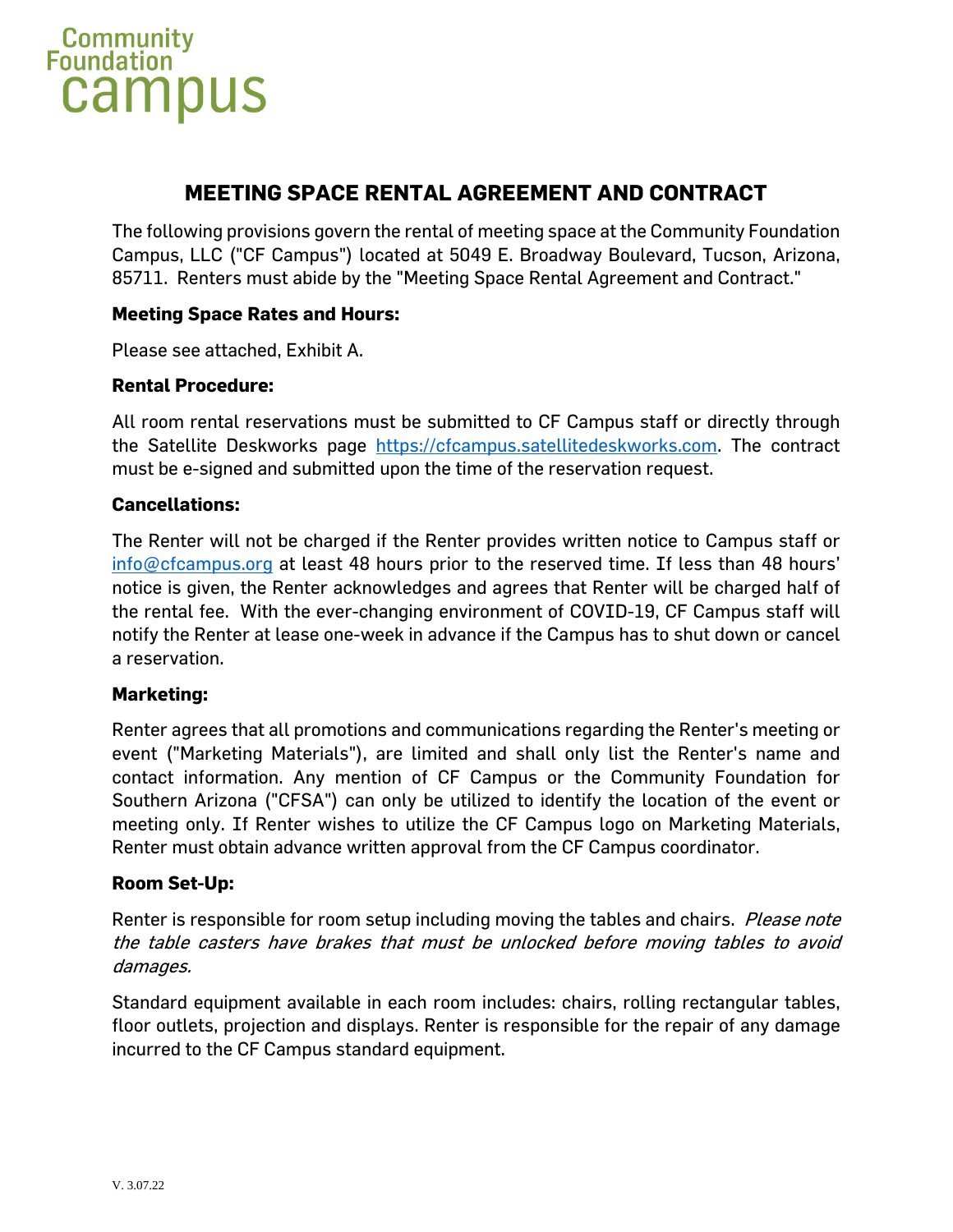Community Foundation campus

# MEETING SPACE RENTAL AGREEMENT AND CONTRACT

The following provisions govern the rental of meeting space at the Community Foundation Campus, LLC ("CF Campus") located at 5049 E. Broadway Boulevard, Tucson, Arizona, 85711. Renters must abide by the "Meeting Space Rental Agreement and Contract."

**Meeting Space Rates and Hours:**

Please see attached, Exhibit A.

**Rental Procedure:**

All room rental reservations must be submitted to CF Campus staff or directly through the Satellite Deskworks page [https://cfcampus.satellitedeskworks.com](https://cfcampus.satellitedeskworks.com). The contract must be e-signed and submitted upon the time of the reservation request.

**Cancellations:**

The Renter will not be charged if the Renter provides written notice to Campus staff or [info@cfcampus.org](mailto:info@cfcampus.org) at least 48 hours prior to the reserved time. If less than 48 hours' notice is given, the Renter acknowledges and agrees that Renter will be charged half of the rental fee. With the ever-changing environment of COVID-19, CF Campus staff will notify the Renter at lease one-week in advance if the Campus has to shut down or cancel a reservation.

**Marketing:**

Renter agrees that all promotions and communications regarding the Renter's meeting or event ("Marketing Materials"), are limited and shall only list the Renter's name and contact information. Any mention of CF Campus or the Community Foundation for Southern Arizona ("CFSA") can only be utilized to identify the location of the event or meeting only. If Renter wishes to utilize the CF Campus logo on Marketing Materials, Renter must obtain advance written approval from the CF Campus coordinator.

**Room Set-Up:**

Renter is responsible for room setup including moving the tables and chairs. *Please note the table casters have brakes that must be unlocked before moving tables to avoid damages.*

Standard equipment available in each room includes: chairs, rolling rectangular tables, floor outlets, projection and displays. Renter is responsible for the repair of any damage incurred to the CF Campus standard equipment.

V. 3.07.22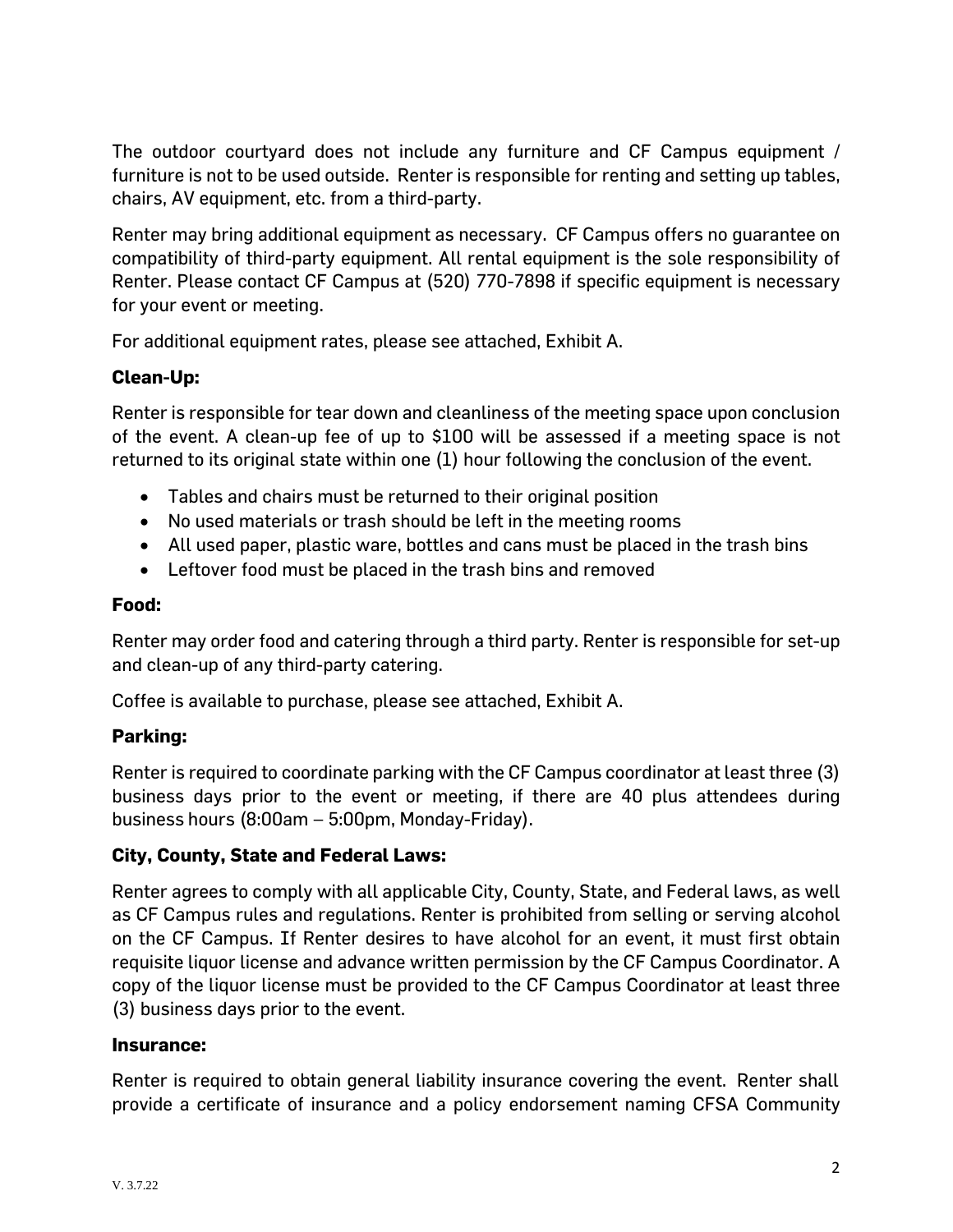The outdoor courtyard does not include any furniture and CF Campus equipment / furniture is not to be used outside. Renter is responsible for renting and setting up tables, chairs, AV equipment, etc. from a third-party.

Renter may bring additional equipment as necessary. CF Campus offers no guarantee on compatibility of third-party equipment. All rental equipment is the sole responsibility of Renter. Please contact CF Campus at (520) 770-7898 if specific equipment is necessary for your event or meeting.

For additional equipment rates, please see attached, Exhibit A.

**Clean-Up:**

Renter is responsible for tear down and cleanliness of the meeting space upon conclusion of the event. A clean-up fee of up to $100 will be assessed if a meeting space is not returned to its original state within one (1) hour following the conclusion of the event.

- Tables and chairs must be returned to their original position
- No used materials or trash should be left in the meeting rooms
- All used paper, plastic ware, bottles and cans must be placed in the trash bins
- Leftover food must be placed in the trash bins and removed

**Food:**

Renter may order food and catering through a third party. Renter is responsible for set-up and clean-up of any third-party catering.

Coffee is available to purchase, please see attached, Exhibit A.

**Parking:**

Renter is required to coordinate parking with the CF Campus coordinator at least three (3) business days prior to the event or meeting, if there are 40 plus attendees during business hours (8:00am – 5:00pm, Monday-Friday).

**City, County, State and Federal Laws:**

Renter agrees to comply with all applicable City, County, State, and Federal laws, as well as CF Campus rules and regulations. Renter is prohibited from selling or serving alcohol on the CF Campus. If Renter desires to have alcohol for an event, it must first obtain requisite liquor license and advance written permission by the CF Campus Coordinator. A copy of the liquor license must be provided to the CF Campus Coordinator at least three (3) business days prior to the event.

**Insurance:**

Renter is required to obtain general liability insurance covering the event. Renter shall provide a certificate of insurance and a policy endorsement naming CFSA Community

V. 3.7.22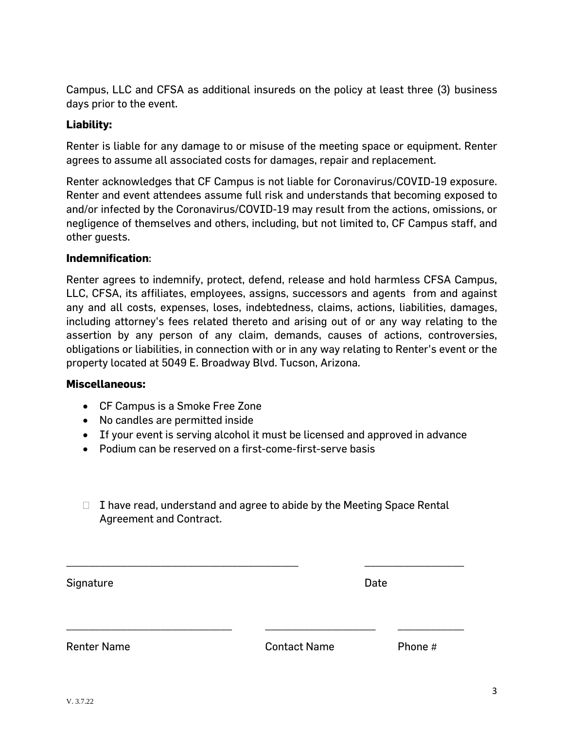Campus, LLC and CFSA as additional insureds on the policy at least three (3) business days prior to the event.

**Liability:**

Renter is liable for any damage to or misuse of the meeting space or equipment. Renter agrees to assume all associated costs for damages, repair and replacement.

Renter acknowledges that CF Campus is not liable for Coronavirus/COVID-19 exposure. Renter and event attendees assume full risk and understands that becoming exposed to and/or infected by the Coronavirus/COVID-19 may result from the actions, omissions, or negligence of themselves and others, including, but not limited to, CF Campus staff, and other guests.

**Indemnification**:

Renter agrees to indemnify, protect, defend, release and hold harmless CFSA Campus, LLC, CFSA, its affiliates, employees, assigns, successors and agents from and against any and all costs, expenses, loses, indebtedness, claims, actions, liabilities, damages, including attorney's fees related thereto and arising out of or any way relating to the assertion by any person of any claim, demands, causes of actions, controversies, obligations or liabilities, in connection with or in any way relating to Renter's event or the property located at 5049 E. Broadway Blvd. Tucson, Arizona.

**Miscellaneous:**

- CF Campus is a Smoke Free Zone
- No candles are permitted inside
- If your event is serving alcohol it must be licensed and approved in advance
- Podium can be reserved on a first-come-first-serve basis

☐ I have read, understand and agree to abide by the Meeting Space Rental Agreement and Contract.

\_\_\_\_\_\_\_\_\_\_\_\_\_\_\_\_\_\_\_\_\_\_\_\_\_\_\_\_\_\_\_\_\_\_\_\_\_\_\_\_ \_\_\_\_\_\_\_\_\_\_\_\_\_\_\_\_\_\_

Signature Date

\_\_\_\_\_\_\_\_\_\_\_\_\_\_\_\_\_\_\_\_\_\_\_\_\_\_\_\_\_\_ \_\_\_\_\_\_\_\_\_\_\_\_\_\_\_\_\_\_\_\_ \_\_\_\_\_\_\_\_\_\_\_\_

Renter Name Contact Name Phone #

V. 3.7.22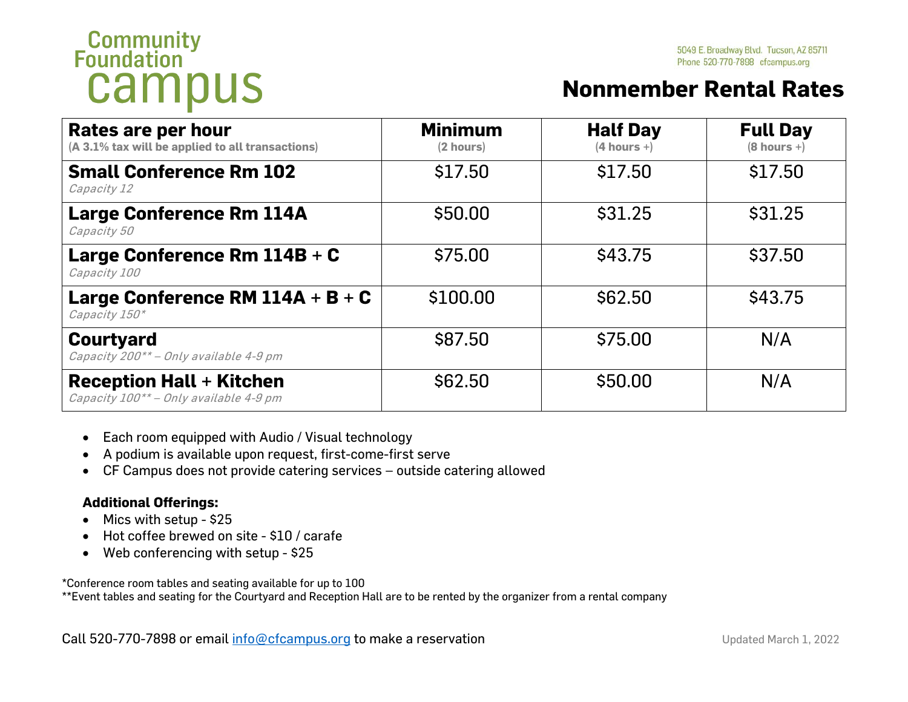# Community Foundation campus

5049 E. Broadway Blvd. Tucson, AZ 85711
Phone 520-770-7898 cfcampus.org

## Nonmember Rental Rates

| **Rates are per hour** (A 3.1% tax will be applied to all transactions) | **Minimum** (2 hours) | **Half Day** (4 hours +) | **Full Day** (8 hours +) |
|---|---|---|---|
| **Small Conference Rm 102** *Capacity 12* | $17.50 | $17.50 | $17.50 |
| **Large Conference Rm 114A** *Capacity 50* | $50.00 | $31.25 | $31.25 |
| **Large Conference Rm 114B + C** *Capacity 100* | $75.00 | $43.75 | $37.50 |
| **Large Conference RM 114A + B + C** *Capacity 150** | $100.00 | $62.50 | $43.75 |
| **Courtyard** *Capacity 200** – Only available 4-9 pm* | $87.50 | $75.00 | N/A |
| **Reception Hall + Kitchen** *Capacity 100** – Only available 4-9 pm* | $62.50 | $50.00 | N/A |

- Each room equipped with Audio / Visual technology
- A podium is available upon request, first-come-first serve
- CF Campus does not provide catering services – outside catering allowed

**Additional Offerings:**

- Mics with setup - $25
- Hot coffee brewed on site - $10 / carafe
- Web conferencing with setup - $25

*Conference room tables and seating available for up to 100

**Event tables and seating for the Courtyard and Reception Hall are to be rented by the organizer from a rental company

Call 520-770-7898 or email info@cfcampus.org to make a reservation

Updated March 1, 2022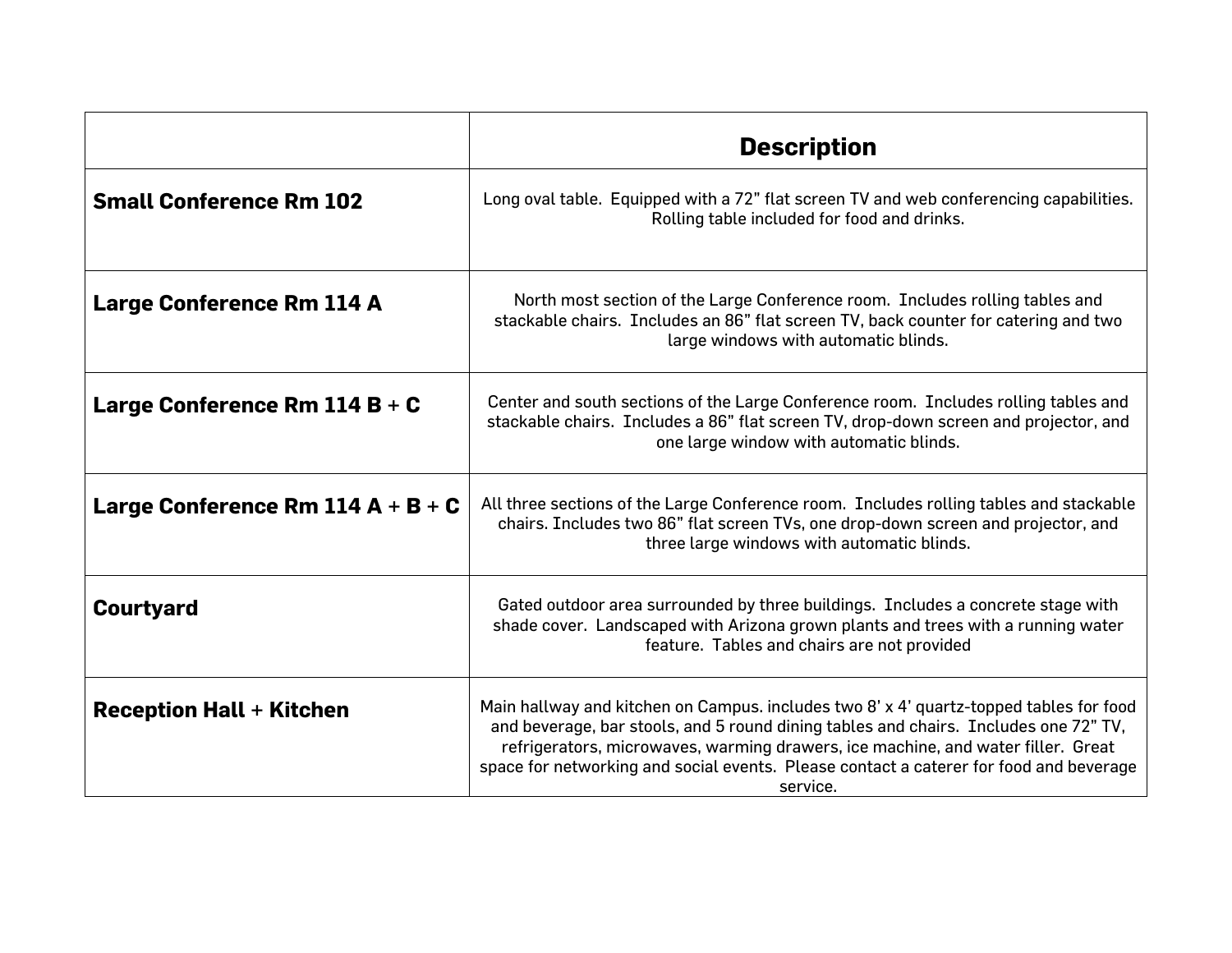| | Description |
|---|---|
| **Small Conference Rm 102** | Long oval table. Equipped with a 72" flat screen TV and web conferencing capabilities. Rolling table included for food and drinks. |
| **Large Conference Rm 114 A** | North most section of the Large Conference room. Includes rolling tables and stackable chairs. Includes an 86" flat screen TV, back counter for catering and two large windows with automatic blinds. |
| **Large Conference Rm 114 B + C** | Center and south sections of the Large Conference room. Includes rolling tables and stackable chairs. Includes a 86" flat screen TV, drop-down screen and projector, and one large window with automatic blinds. |
| **Large Conference Rm 114 A + B + C** | All three sections of the Large Conference room. Includes rolling tables and stackable chairs. Includes two 86" flat screen TVs, one drop-down screen and projector, and three large windows with automatic blinds. |
| **Courtyard** | Gated outdoor area surrounded by three buildings. Includes a concrete stage with shade cover. Landscaped with Arizona grown plants and trees with a running water feature. Tables and chairs are not provided |
| **Reception Hall + Kitchen** | Main hallway and kitchen on Campus. includes two 8' x 4' quartz-topped tables for food and beverage, bar stools, and 5 round dining tables and chairs. Includes one 72" TV, refrigerators, microwaves, warming drawers, ice machine, and water filler. Great space for networking and social events. Please contact a caterer for food and beverage service. |